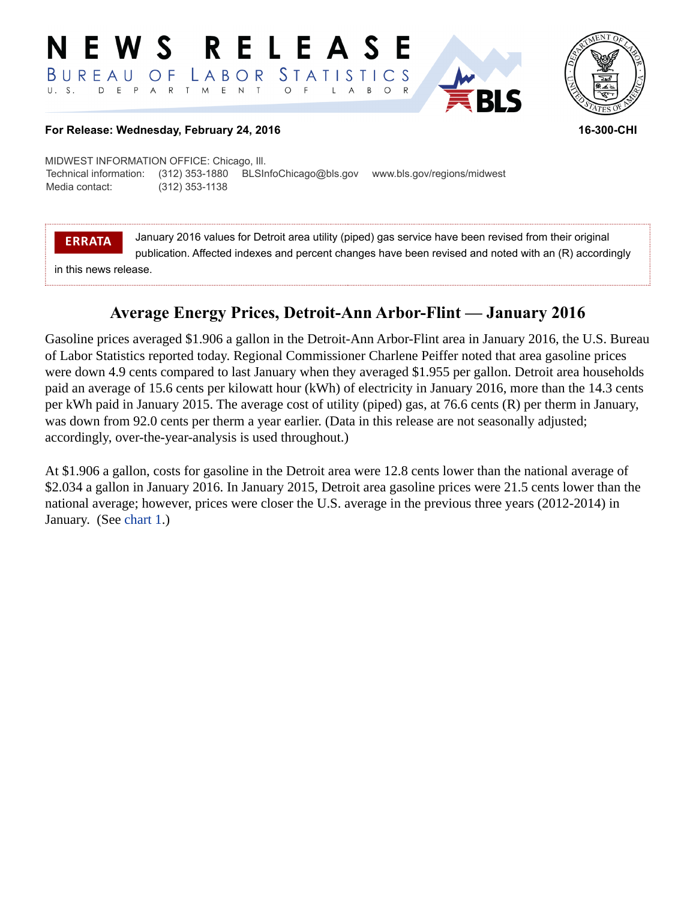# NEWS RELEASE

BUREAU OF LABOR STATISTICS

U. S. DEPARTMENT OF LABOR

**For Release: Wednesday, February 24, 2016** **16-300-CHI**

MIDWEST INFORMATION OFFICE: Chicago, Ill.
Technical information: (312) 353-1880 BLSInfoChicago@bls.gov www.bls.gov/regions/midwest
Media contact: (312) 353-1138

**ERRATA** January 2016 values for Detroit area utility (piped) gas service have been revised from their original publication. Affected indexes and percent changes have been revised and noted with an (R) accordingly in this news release.

## Average Energy Prices, Detroit-Ann Arbor-Flint — January 2016

Gasoline prices averaged $1.906 a gallon in the Detroit-Ann Arbor-Flint area in January 2016, the U.S. Bureau of Labor Statistics reported today. Regional Commissioner Charlene Peiffer noted that area gasoline prices were down 4.9 cents compared to last January when they averaged $1.955 per gallon. Detroit area households paid an average of 15.6 cents per kilowatt hour (kWh) of electricity in January 2016, more than the 14.3 cents per kWh paid in January 2015. The average cost of utility (piped) gas, at 76.6 cents (R) per therm in January, was down from 92.0 cents per therm a year earlier. (Data in this release are not seasonally adjusted; accordingly, over-the-year-analysis is used throughout.)

At $1.906 a gallon, costs for gasoline in the Detroit area were 12.8 cents lower than the national average of $2.034 a gallon in January 2016. In January 2015, Detroit area gasoline prices were 21.5 cents lower than the national average; however, prices were closer the U.S. average in the previous three years (2012-2014) in January. (See chart 1.)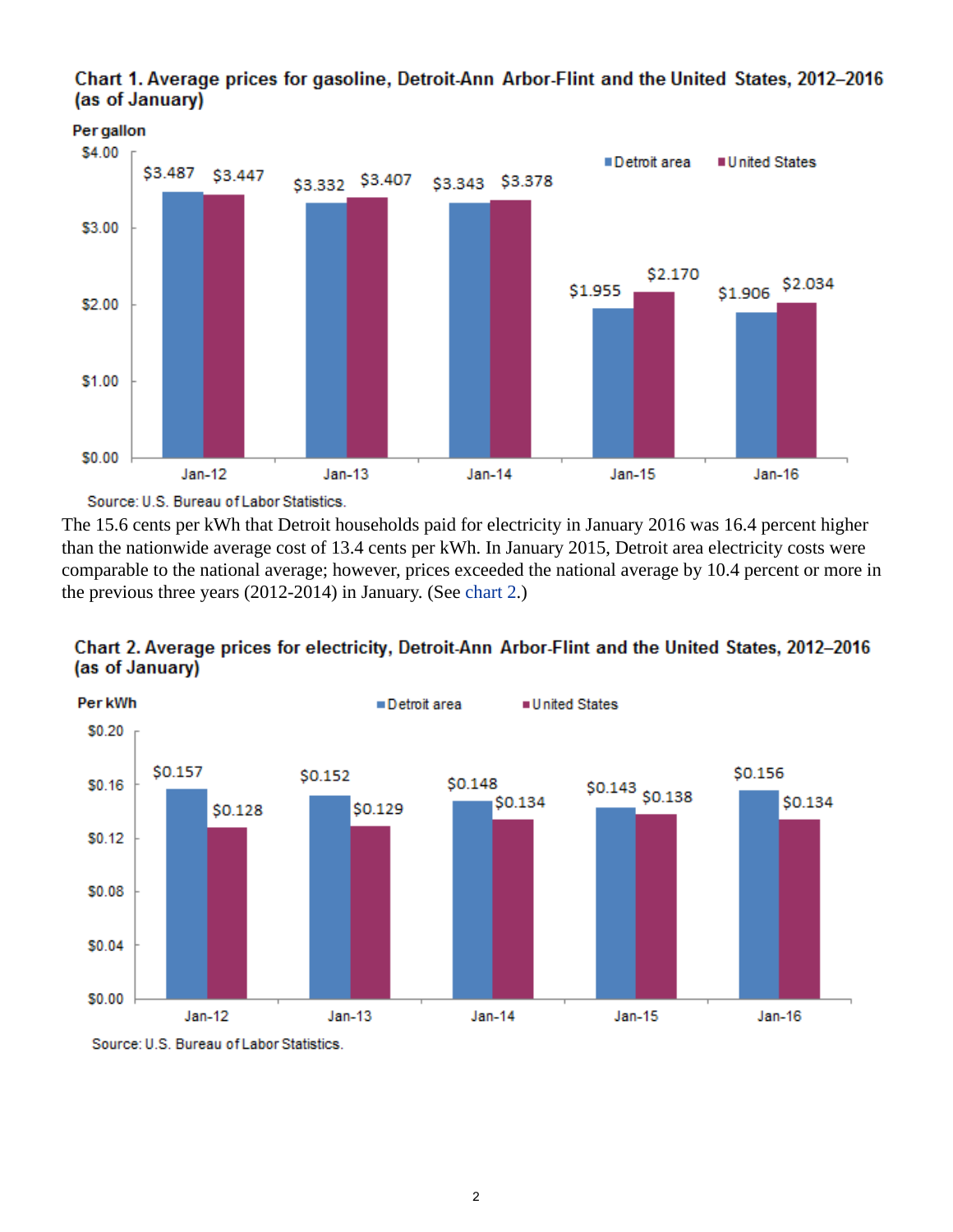**Chart 1. Average prices for gasoline, Detroit-Ann Arbor-Flint and the United States, 2012–2016 (as of January)**

| Per gallon | Detroit area | United States |
|---|---|---|
| Jan-12 | $3.487 | $3.447 |
| Jan-13 | $3.332 | $3.407 |
| Jan-14 | $3.343 | $3.378 |
| Jan-15 | $1.955 | $2.170 |
| Jan-16 | $1.906 | $2.034 |

Source: U.S. Bureau of Labor Statistics.

The 15.6 cents per kWh that Detroit households paid for electricity in January 2016 was 16.4 percent higher than the nationwide average cost of 13.4 cents per kWh. In January 2015, Detroit area electricity costs were comparable to the national average; however, prices exceeded the national average by 10.4 percent or more in the previous three years (2012-2014) in January. (See chart 2.)

**Chart 2. Average prices for electricity, Detroit-Ann Arbor-Flint and the United States, 2012–2016 (as of January)**

| Per kWh | Detroit area | United States |
|---|---|---|
| Jan-12 | $0.157 | $0.128 |
| Jan-13 | $0.152 | $0.129 |
| Jan-14 | $0.148 | $0.134 |
| Jan-15 | $0.143 | $0.138 |
| Jan-16 | $0.156 | $0.134 |

Source: U.S. Bureau of Labor Statistics.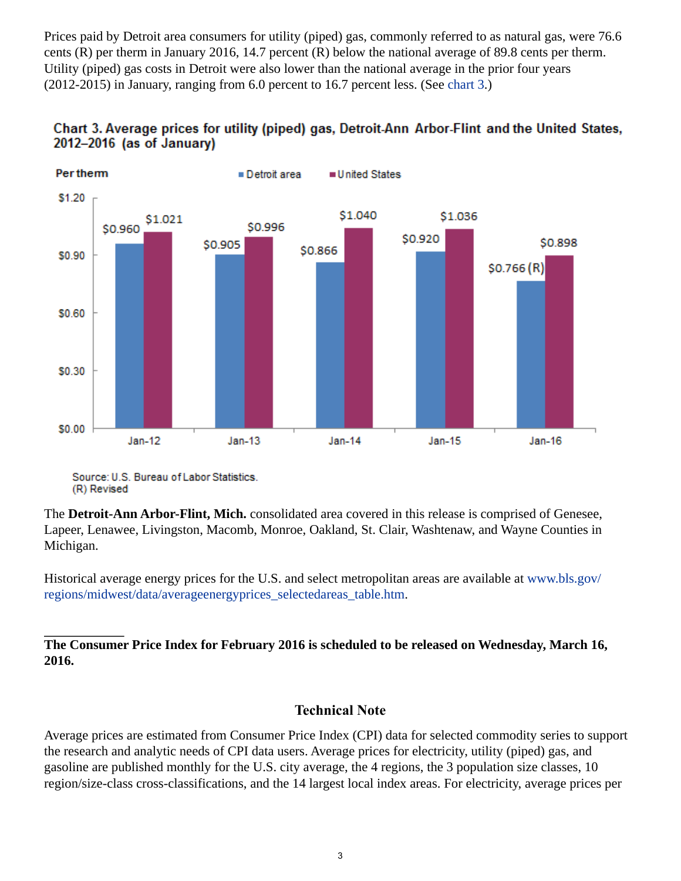Prices paid by Detroit area consumers for utility (piped) gas, commonly referred to as natural gas, were 76.6 cents (R) per therm in January 2016, 14.7 percent (R) below the national average of 89.8 cents per therm. Utility (piped) gas costs in Detroit were also lower than the national average in the prior four years (2012-2015) in January, ranging from 6.0 percent to 16.7 percent less. (See chart 3.)

**Chart 3. Average prices for utility (piped) gas, Detroit-Ann Arbor-Flint and the United States, 2012–2016 (as of January)**

| Per therm | Detroit area | United States |
|---|---|---|
| Jan-12 | $0.960 | $1.021 |
| Jan-13 | $0.905 | $0.996 |
| Jan-14 | $0.866 | $1.040 |
| Jan-15 | $0.920 | $1.036 |
| Jan-16 | $0.766 (R) | $0.898 |

Source: U.S. Bureau of Labor Statistics.
(R) Revised

The **Detroit-Ann Arbor-Flint, Mich.** consolidated area covered in this release is comprised of Genesee, Lapeer, Lenawee, Livingston, Macomb, Monroe, Oakland, St. Clair, Washtenaw, and Wayne Counties in Michigan.

Historical average energy prices for the U.S. and select metropolitan areas are available at www.bls.gov/regions/midwest/data/averageenergyprices_selectedareas_table.htm.

---

**The Consumer Price Index for February 2016 is scheduled to be released on Wednesday, March 16, 2016.**

## Technical Note

Average prices are estimated from Consumer Price Index (CPI) data for selected commodity series to support the research and analytic needs of CPI data users. Average prices for electricity, utility (piped) gas, and gasoline are published monthly for the U.S. city average, the 4 regions, the 3 population size classes, 10 region/size-class cross-classifications, and the 14 largest local index areas. For electricity, average prices per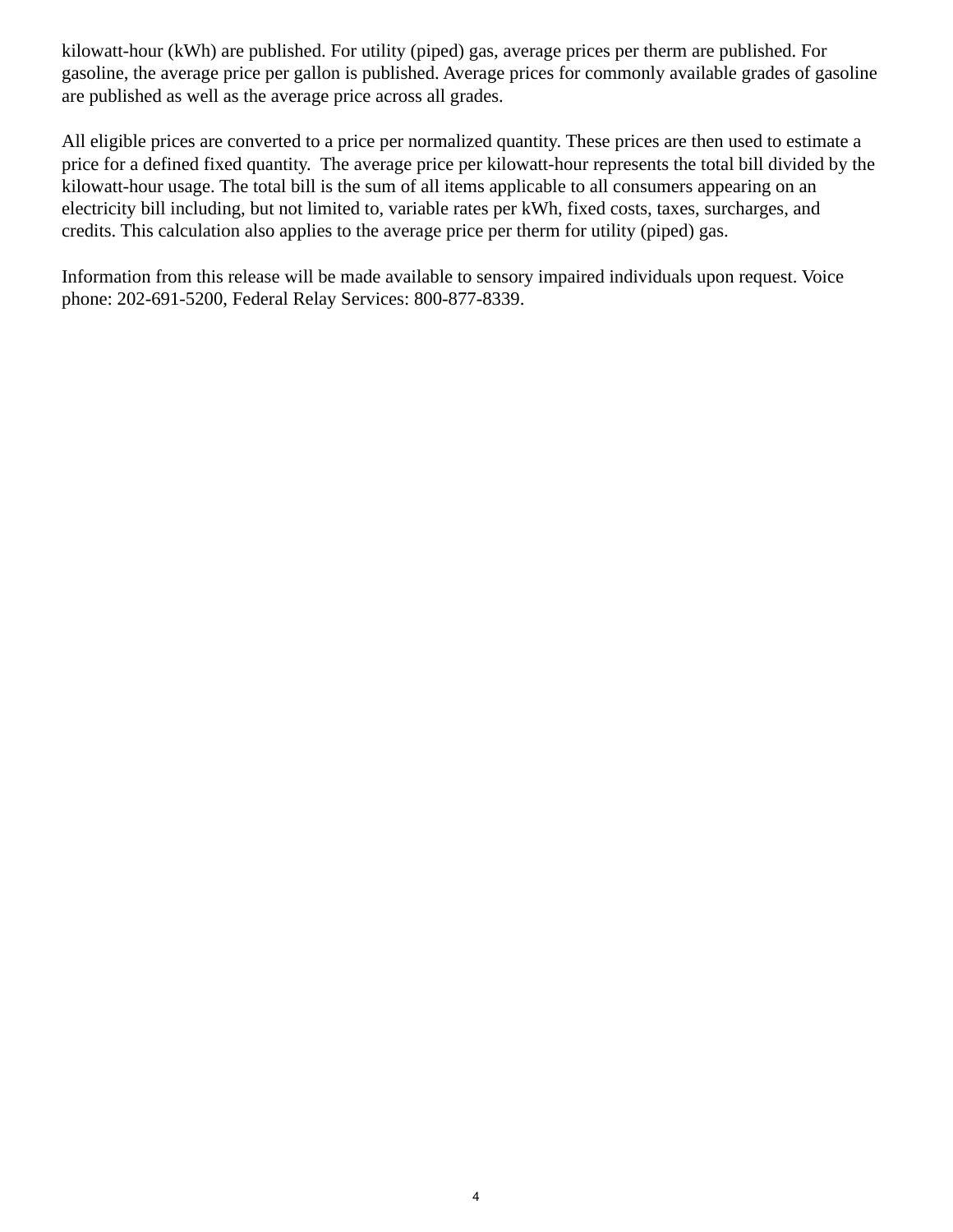kilowatt-hour (kWh) are published. For utility (piped) gas, average prices per therm are published. For gasoline, the average price per gallon is published. Average prices for commonly available grades of gasoline are published as well as the average price across all grades.

All eligible prices are converted to a price per normalized quantity. These prices are then used to estimate a price for a defined fixed quantity. The average price per kilowatt-hour represents the total bill divided by the kilowatt-hour usage. The total bill is the sum of all items applicable to all consumers appearing on an electricity bill including, but not limited to, variable rates per kWh, fixed costs, taxes, surcharges, and credits. This calculation also applies to the average price per therm for utility (piped) gas.

Information from this release will be made available to sensory impaired individuals upon request. Voice phone: 202-691-5200, Federal Relay Services: 800-877-8339.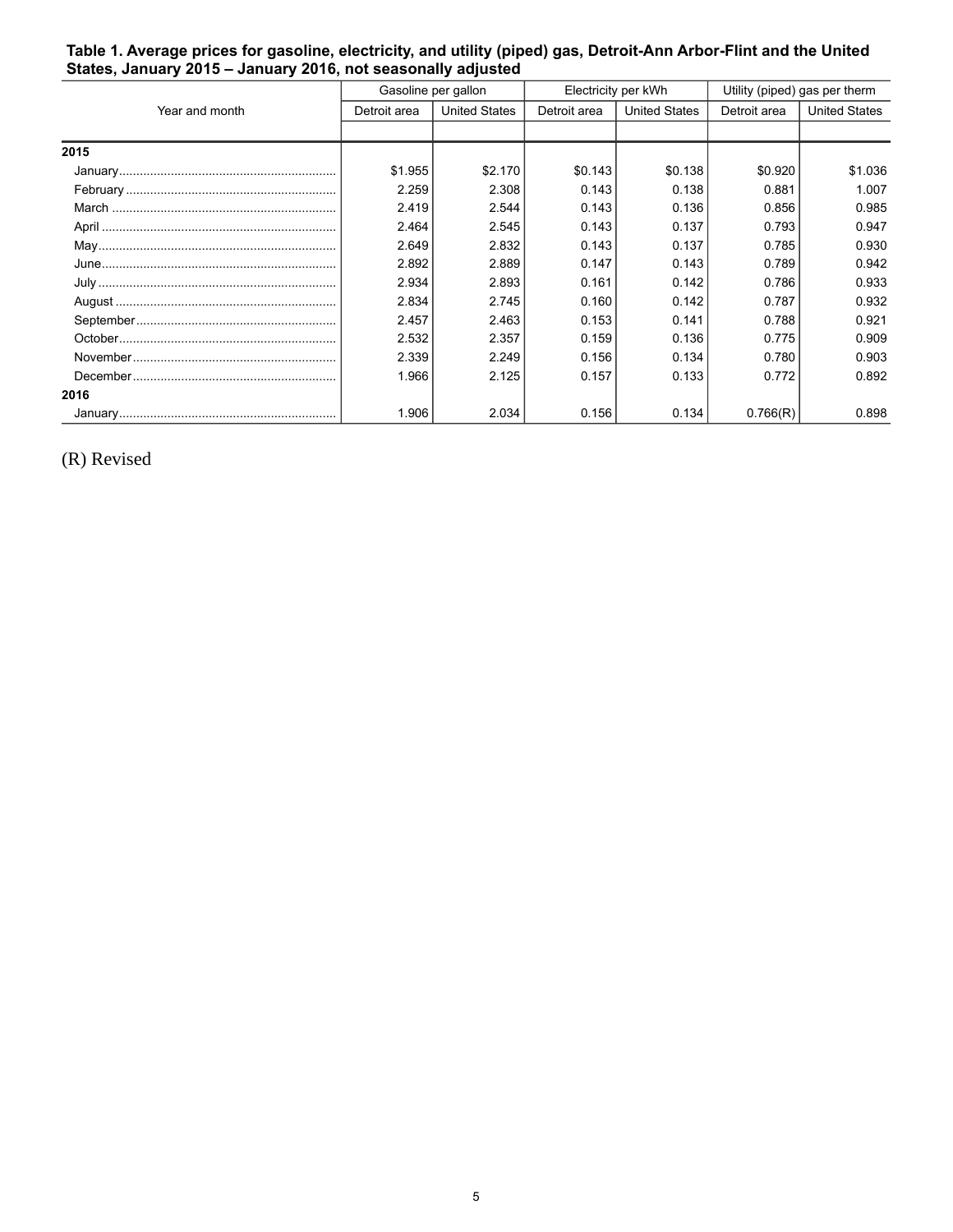**Table 1. Average prices for gasoline, electricity, and utility (piped) gas, Detroit-Ann Arbor-Flint and the United States, January 2015 – January 2016, not seasonally adjusted**

| Year and month | Gasoline per gallon | | Electricity per kWh | | Utility (piped) gas per therm | |
|---|---|---|---|---|---|---|
| | Detroit area | United States | Detroit area | United States | Detroit area | United States |
| **2015** | | | | | | |
| January | $1.955 | $2.170 | $0.143 | $0.138 | $0.920 | $1.036 |
| February | 2.259 | 2.308 | 0.143 | 0.138 | 0.881 | 1.007 |
| March | 2.419 | 2.544 | 0.143 | 0.136 | 0.856 | 0.985 |
| April | 2.464 | 2.545 | 0.143 | 0.137 | 0.793 | 0.947 |
| May | 2.649 | 2.832 | 0.143 | 0.137 | 0.785 | 0.930 |
| June | 2.892 | 2.889 | 0.147 | 0.143 | 0.789 | 0.942 |
| July | 2.934 | 2.893 | 0.161 | 0.142 | 0.786 | 0.933 |
| August | 2.834 | 2.745 | 0.160 | 0.142 | 0.787 | 0.932 |
| September | 2.457 | 2.463 | 0.153 | 0.141 | 0.788 | 0.921 |
| October | 2.532 | 2.357 | 0.159 | 0.136 | 0.775 | 0.909 |
| November | 2.339 | 2.249 | 0.156 | 0.134 | 0.780 | 0.903 |
| December | 1.966 | 2.125 | 0.157 | 0.133 | 0.772 | 0.892 |
| **2016** | | | | | | |
| January | 1.906 | 2.034 | 0.156 | 0.134 | 0.766(R) | 0.898 |

(R) Revised